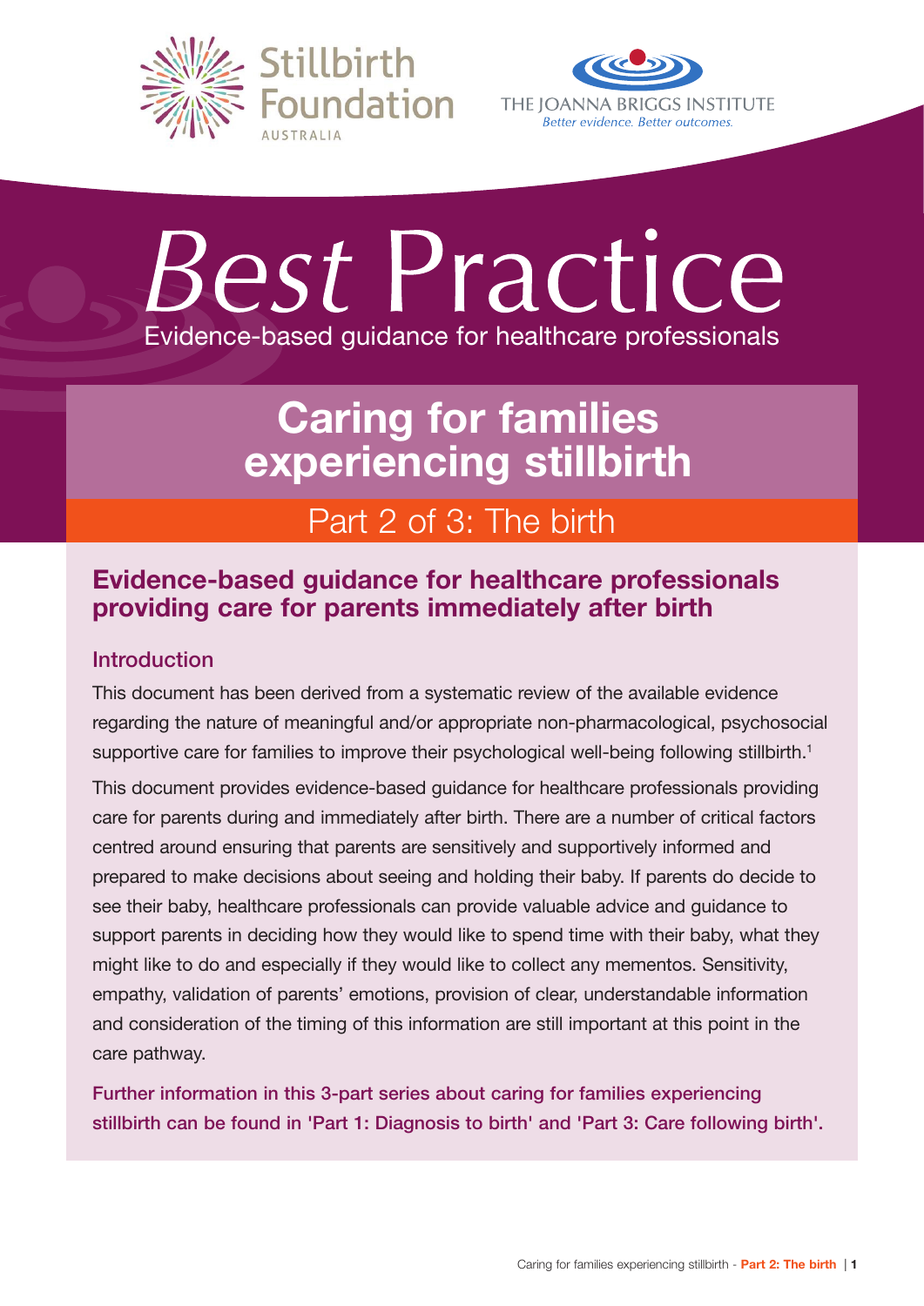Stillbirth Foundation AUSTRALIA

THE JOANNA BRIGGS INSTITUTE
*Better evidence. Better outcomes.*

# *Best* Practice

Evidence-based guidance for healthcare professionals

# Caring for families experiencing stillbirth

## Part 2 of 3: The birth

### Evidence-based guidance for healthcare professionals providing care for parents immediately after birth

#### Introduction

This document has been derived from a systematic review of the available evidence regarding the nature of meaningful and/or appropriate non-pharmacological, psychosocial supportive care for families to improve their psychological well-being following stillbirth.[1]

This document provides evidence-based guidance for healthcare professionals providing care for parents during and immediately after birth. There are a number of critical factors centred around ensuring that parents are sensitively and supportively informed and prepared to make decisions about seeing and holding their baby. If parents do decide to see their baby, healthcare professionals can provide valuable advice and guidance to support parents in deciding how they would like to spend time with their baby, what they might like to do and especially if they would like to collect any mementos. Sensitivity, empathy, validation of parents' emotions, provision of clear, understandable information and consideration of the timing of this information are still important at this point in the care pathway.

Further information in this 3-part series about caring for families experiencing stillbirth can be found in 'Part 1: Diagnosis to birth' and 'Part 3: Care following birth'.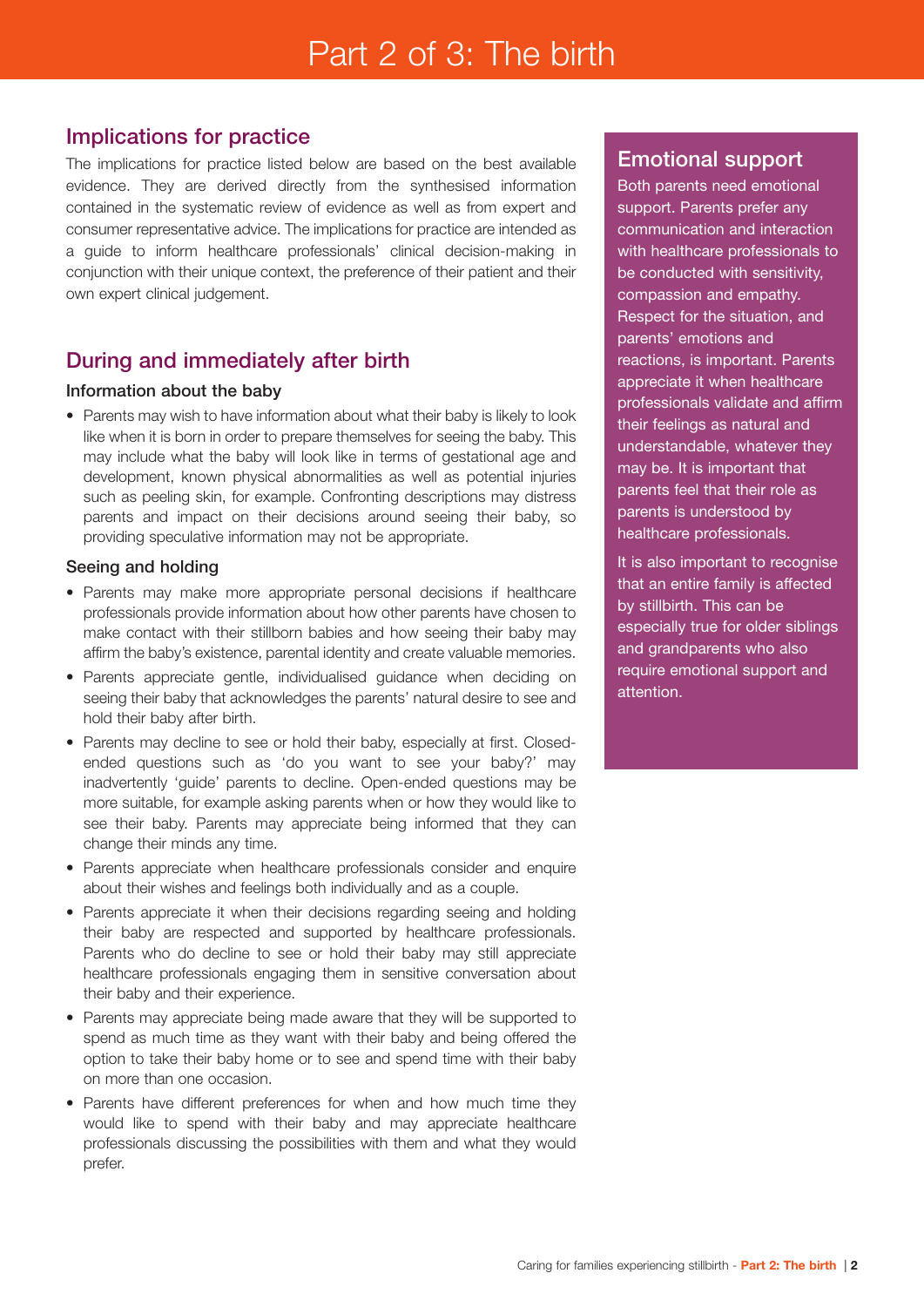# Part 2 of 3: The birth

## Implications for practice

The implications for practice listed below are based on the best available evidence. They are derived directly from the synthesised information contained in the systematic review of evidence as well as from expert and consumer representative advice. The implications for practice are intended as a guide to inform healthcare professionals' clinical decision-making in conjunction with their unique context, the preference of their patient and their own expert clinical judgement.

## During and immediately after birth

### Information about the baby

- Parents may wish to have information about what their baby is likely to look like when it is born in order to prepare themselves for seeing the baby. This may include what the baby will look like in terms of gestational age and development, known physical abnormalities as well as potential injuries such as peeling skin, for example. Confronting descriptions may distress parents and impact on their decisions around seeing their baby, so providing speculative information may not be appropriate.

### Seeing and holding

- Parents may make more appropriate personal decisions if healthcare professionals provide information about how other parents have chosen to make contact with their stillborn babies and how seeing their baby may affirm the baby's existence, parental identity and create valuable memories.
- Parents appreciate gentle, individualised guidance when deciding on seeing their baby that acknowledges the parents' natural desire to see and hold their baby after birth.
- Parents may decline to see or hold their baby, especially at first. Closed-ended questions such as 'do you want to see your baby?' may inadvertently 'guide' parents to decline. Open-ended questions may be more suitable, for example asking parents when or how they would like to see their baby. Parents may appreciate being informed that they can change their minds any time.
- Parents appreciate when healthcare professionals consider and enquire about their wishes and feelings both individually and as a couple.
- Parents appreciate it when their decisions regarding seeing and holding their baby are respected and supported by healthcare professionals. Parents who do decline to see or hold their baby may still appreciate healthcare professionals engaging them in sensitive conversation about their baby and their experience.
- Parents may appreciate being made aware that they will be supported to spend as much time as they want with their baby and being offered the option to take their baby home or to see and spend time with their baby on more than one occasion.
- Parents have different preferences for when and how much time they would like to spend with their baby and may appreciate healthcare professionals discussing the possibilities with them and what they would prefer.

## Emotional support

Both parents need emotional support. Parents prefer any communication and interaction with healthcare professionals to be conducted with sensitivity, compassion and empathy. Respect for the situation, and parents' emotions and reactions, is important. Parents appreciate it when healthcare professionals validate and affirm their feelings as natural and understandable, whatever they may be. It is important that parents feel that their role as parents is understood by healthcare professionals.

It is also important to recognise that an entire family is affected by stillbirth. This can be especially true for older siblings and grandparents who also require emotional support and attention.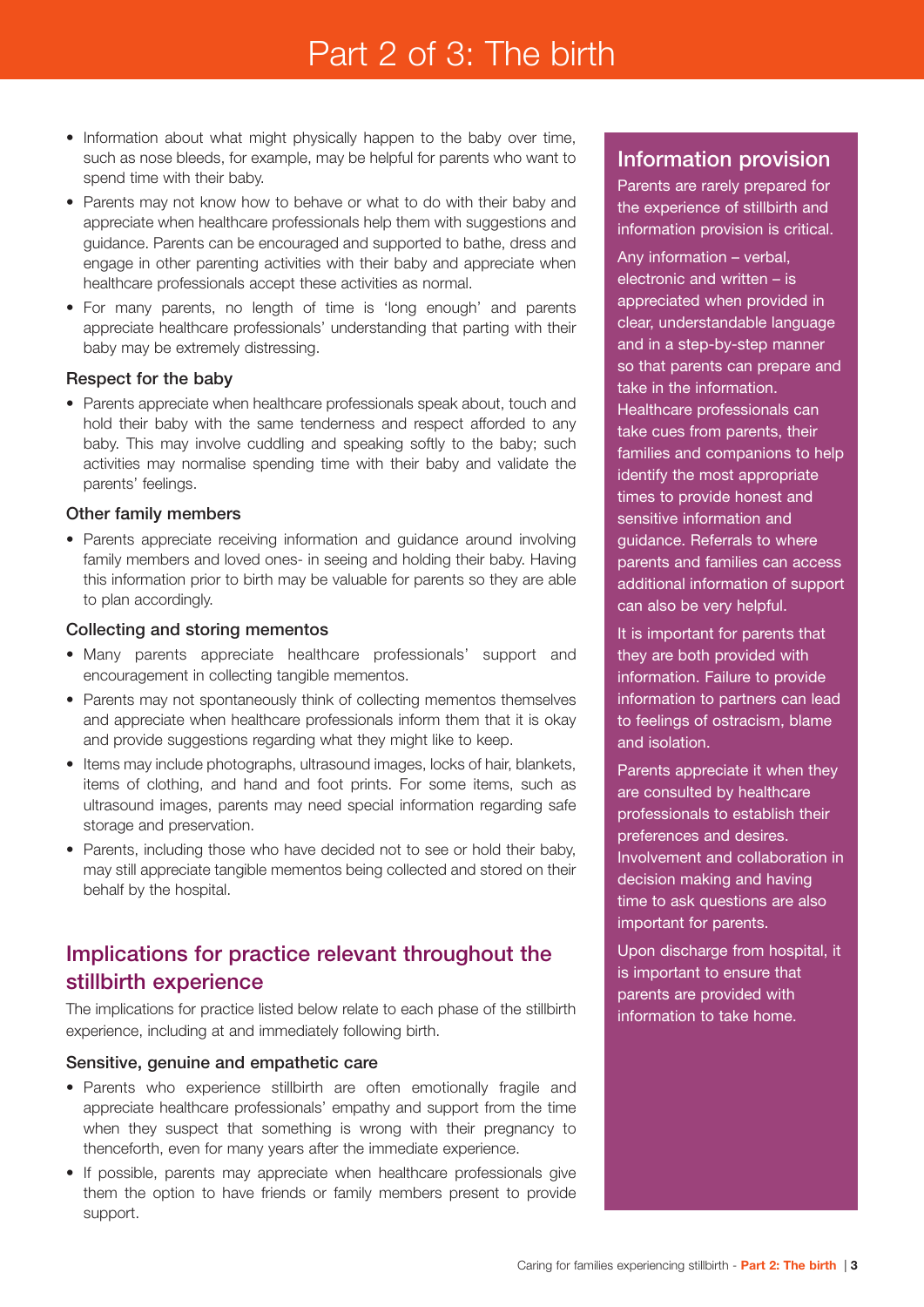# Part 2 of 3: The birth

- Information about what might physically happen to the baby over time, such as nose bleeds, for example, may be helpful for parents who want to spend time with their baby.
- Parents may not know how to behave or what to do with their baby and appreciate when healthcare professionals help them with suggestions and guidance. Parents can be encouraged and supported to bathe, dress and engage in other parenting activities with their baby and appreciate when healthcare professionals accept these activities as normal.
- For many parents, no length of time is 'long enough' and parents appreciate healthcare professionals' understanding that parting with their baby may be extremely distressing.

### Respect for the baby

- Parents appreciate when healthcare professionals speak about, touch and hold their baby with the same tenderness and respect afforded to any baby. This may involve cuddling and speaking softly to the baby; such activities may normalise spending time with their baby and validate the parents' feelings.

### Other family members

- Parents appreciate receiving information and guidance around involving family members and loved ones- in seeing and holding their baby. Having this information prior to birth may be valuable for parents so they are able to plan accordingly.

### Collecting and storing mementos

- Many parents appreciate healthcare professionals' support and encouragement in collecting tangible mementos.
- Parents may not spontaneously think of collecting mementos themselves and appreciate when healthcare professionals inform them that it is okay and provide suggestions regarding what they might like to keep.
- Items may include photographs, ultrasound images, locks of hair, blankets, items of clothing, and hand and foot prints. For some items, such as ultrasound images, parents may need special information regarding safe storage and preservation.
- Parents, including those who have decided not to see or hold their baby, may still appreciate tangible mementos being collected and stored on their behalf by the hospital.

## Implications for practice relevant throughout the stillbirth experience

The implications for practice listed below relate to each phase of the stillbirth experience, including at and immediately following birth.

### Sensitive, genuine and empathetic care

- Parents who experience stillbirth are often emotionally fragile and appreciate healthcare professionals' empathy and support from the time when they suspect that something is wrong with their pregnancy to thenceforth, even for many years after the immediate experience.
- If possible, parents may appreciate when healthcare professionals give them the option to have friends or family members present to provide support.

## Information provision

Parents are rarely prepared for the experience of stillbirth and information provision is critical.

Any information – verbal, electronic and written – is appreciated when provided in clear, understandable language and in a step-by-step manner so that parents can prepare and take in the information. Healthcare professionals can take cues from parents, their families and companions to help identify the most appropriate times to provide honest and sensitive information and guidance. Referrals to where parents and families can access additional information of support can also be very helpful.

It is important for parents that they are both provided with information. Failure to provide information to partners can lead to feelings of ostracism, blame and isolation.

Parents appreciate it when they are consulted by healthcare professionals to establish their preferences and desires. Involvement and collaboration in decision making and having time to ask questions are also important for parents.

Upon discharge from hospital, it is important to ensure that parents are provided with information to take home.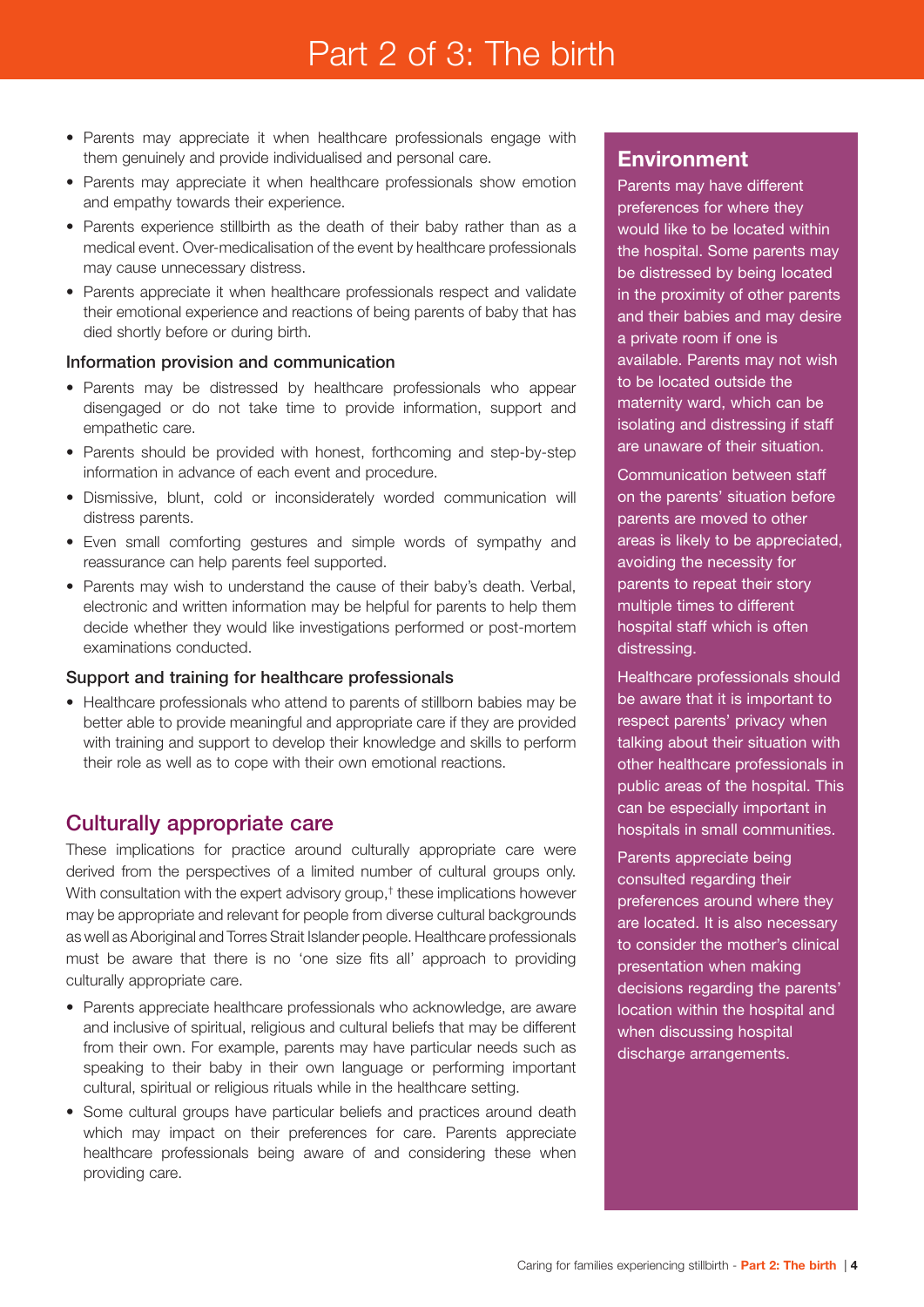- Parents may appreciate it when healthcare professionals engage with them genuinely and provide individualised and personal care.
- Parents may appreciate it when healthcare professionals show emotion and empathy towards their experience.
- Parents experience stillbirth as the death of their baby rather than as a medical event. Over-medicalisation of the event by healthcare professionals may cause unnecessary distress.
- Parents appreciate it when healthcare professionals respect and validate their emotional experience and reactions of being parents of baby that has died shortly before or during birth.

### Information provision and communication

- Parents may be distressed by healthcare professionals who appear disengaged or do not take time to provide information, support and empathetic care.
- Parents should be provided with honest, forthcoming and step-by-step information in advance of each event and procedure.
- Dismissive, blunt, cold or inconsiderately worded communication will distress parents.
- Even small comforting gestures and simple words of sympathy and reassurance can help parents feel supported.
- Parents may wish to understand the cause of their baby's death. Verbal, electronic and written information may be helpful for parents to help them decide whether they would like investigations performed or post-mortem examinations conducted.

### Support and training for healthcare professionals

- Healthcare professionals who attend to parents of stillborn babies may be better able to provide meaningful and appropriate care if they are provided with training and support to develop their knowledge and skills to perform their role as well as to cope with their own emotional reactions.

## Culturally appropriate care

These implications for practice around culturally appropriate care were derived from the perspectives of a limited number of cultural groups only. With consultation with the expert advisory group,† these implications however may be appropriate and relevant for people from diverse cultural backgrounds as well as Aboriginal and Torres Strait Islander people. Healthcare professionals must be aware that there is no 'one size fits all' approach to providing culturally appropriate care.

- Parents appreciate healthcare professionals who acknowledge, are aware and inclusive of spiritual, religious and cultural beliefs that may be different from their own. For example, parents may have particular needs such as speaking to their baby in their own language or performing important cultural, spiritual or religious rituals while in the healthcare setting.
- Some cultural groups have particular beliefs and practices around death which may impact on their preferences for care. Parents appreciate healthcare professionals being aware of and considering these when providing care.

## Environment

Parents may have different preferences for where they would like to be located within the hospital. Some parents may be distressed by being located in the proximity of other parents and their babies and may desire a private room if one is available. Parents may not wish to be located outside the maternity ward, which can be isolating and distressing if staff are unaware of their situation.

Communication between staff on the parents' situation before parents are moved to other areas is likely to be appreciated, avoiding the necessity for parents to repeat their story multiple times to different hospital staff which is often distressing.

Healthcare professionals should be aware that it is important to respect parents' privacy when talking about their situation with other healthcare professionals in public areas of the hospital. This can be especially important in hospitals in small communities.

Parents appreciate being consulted regarding their preferences around where they are located. It is also necessary to consider the mother's clinical presentation when making decisions regarding the parents' location within the hospital and when discussing hospital discharge arrangements.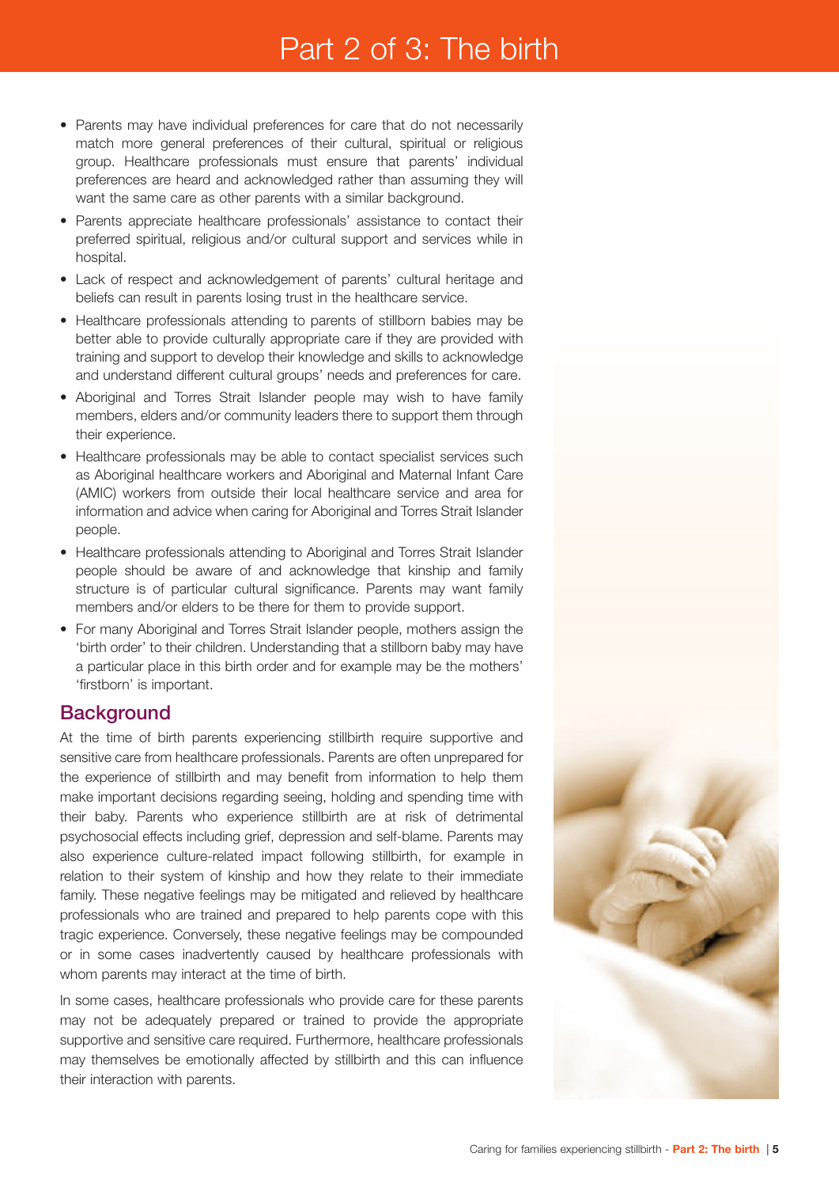# Part 2 of 3: The birth

- Parents may have individual preferences for care that do not necessarily match more general preferences of their cultural, spiritual or religious group. Healthcare professionals must ensure that parents' individual preferences are heard and acknowledged rather than assuming they will want the same care as other parents with a similar background.
- Parents appreciate healthcare professionals' assistance to contact their preferred spiritual, religious and/or cultural support and services while in hospital.
- Lack of respect and acknowledgement of parents' cultural heritage and beliefs can result in parents losing trust in the healthcare service.
- Healthcare professionals attending to parents of stillborn babies may be better able to provide culturally appropriate care if they are provided with training and support to develop their knowledge and skills to acknowledge and understand different cultural groups' needs and preferences for care.
- Aboriginal and Torres Strait Islander people may wish to have family members, elders and/or community leaders there to support them through their experience.
- Healthcare professionals may be able to contact specialist services such as Aboriginal healthcare workers and Aboriginal and Maternal Infant Care (AMIC) workers from outside their local healthcare service and area for information and advice when caring for Aboriginal and Torres Strait Islander people.
- Healthcare professionals attending to Aboriginal and Torres Strait Islander people should be aware of and acknowledge that kinship and family structure is of particular cultural significance. Parents may want family members and/or elders to be there for them to provide support.
- For many Aboriginal and Torres Strait Islander people, mothers assign the 'birth order' to their children. Understanding that a stillborn baby may have a particular place in this birth order and for example may be the mothers' 'firstborn' is important.

## Background

At the time of birth parents experiencing stillbirth require supportive and sensitive care from healthcare professionals. Parents are often unprepared for the experience of stillbirth and may benefit from information to help them make important decisions regarding seeing, holding and spending time with their baby. Parents who experience stillbirth are at risk of detrimental psychosocial effects including grief, depression and self-blame. Parents may also experience culture-related impact following stillbirth, for example in relation to their system of kinship and how they relate to their immediate family. These negative feelings may be mitigated and relieved by healthcare professionals who are trained and prepared to help parents cope with this tragic experience. Conversely, these negative feelings may be compounded or in some cases inadvertently caused by healthcare professionals with whom parents may interact at the time of birth.

In some cases, healthcare professionals who provide care for these parents may not be adequately prepared or trained to provide the appropriate supportive and sensitive care required. Furthermore, healthcare professionals may themselves be emotionally affected by stillbirth and this can influence their interaction with parents.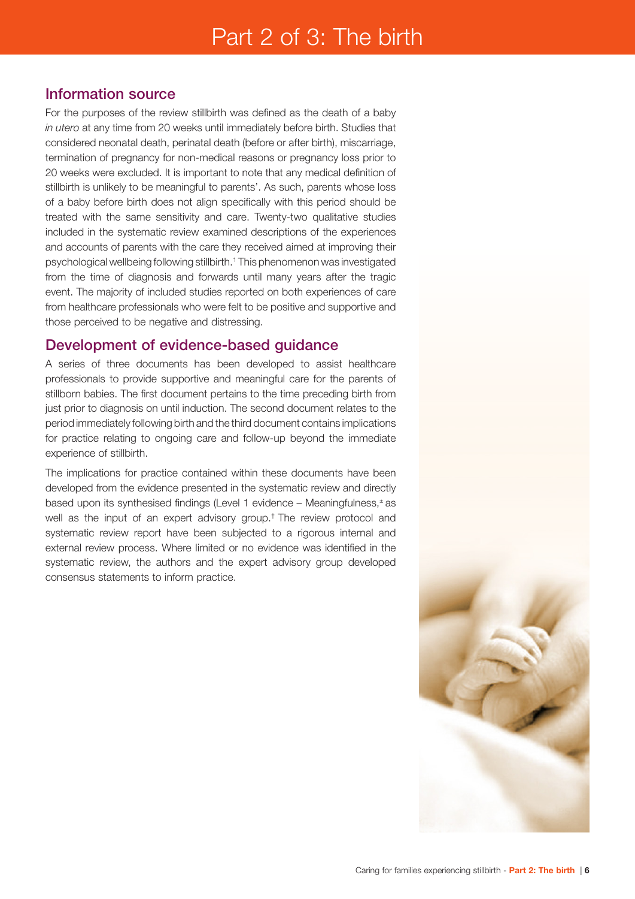# Part 2 of 3: The birth

## Information source

For the purposes of the review stillbirth was defined as the death of a baby *in utero* at any time from 20 weeks until immediately before birth. Studies that considered neonatal death, perinatal death (before or after birth), miscarriage, termination of pregnancy for non-medical reasons or pregnancy loss prior to 20 weeks were excluded. It is important to note that any medical definition of stillbirth is unlikely to be meaningful to parents'. As such, parents whose loss of a baby before birth does not align specifically with this period should be treated with the same sensitivity and care. Twenty-two qualitative studies included in the systematic review examined descriptions of the experiences and accounts of parents with the care they received aimed at improving their psychological wellbeing following stillbirth.[1] This phenomenon was investigated from the time of diagnosis and forwards until many years after the tragic event. The majority of included studies reported on both experiences of care from healthcare professionals who were felt to be positive and supportive and those perceived to be negative and distressing.

## Development of evidence-based guidance

A series of three documents has been developed to assist healthcare professionals to provide supportive and meaningful care for the parents of stillborn babies. The first document pertains to the time preceding birth from just prior to diagnosis on until induction. The second document relates to the period immediately following birth and the third document contains implications for practice relating to ongoing care and follow-up beyond the immediate experience of stillbirth.

The implications for practice contained within these documents have been developed from the evidence presented in the systematic review and directly based upon its synthesised findings (Level 1 evidence – Meaningfulness,[±] as well as the input of an expert advisory group.[†] The review protocol and systematic review report have been subjected to a rigorous internal and external review process. Where limited or no evidence was identified in the systematic review, the authors and the expert advisory group developed consensus statements to inform practice.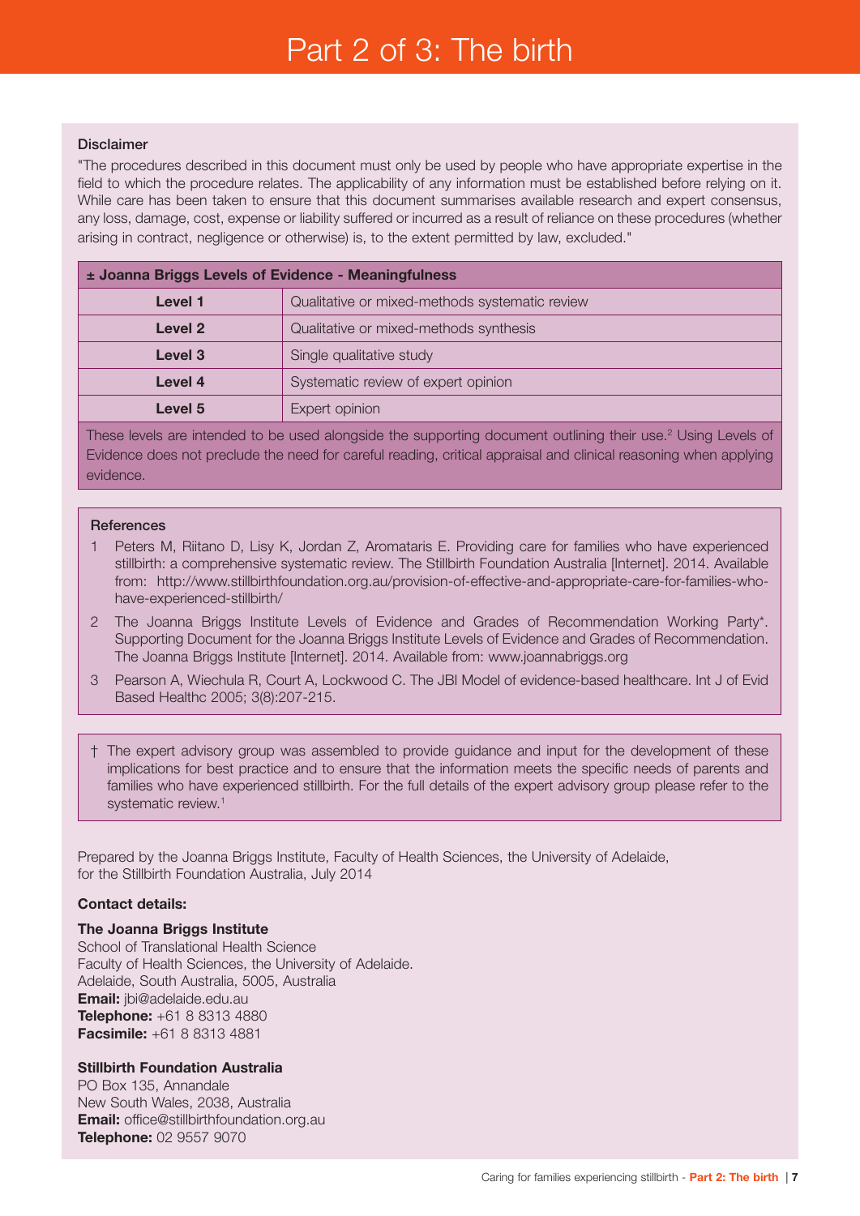# Part 2 of 3: The birth

**Disclaimer**

"The procedures described in this document must only be used by people who have appropriate expertise in the field to which the procedure relates. The applicability of any information must be established before relying on it. While care has been taken to ensure that this document summarises available research and expert consensus, any loss, damage, cost, expense or liability suffered or incurred as a result of reliance on these procedures (whether arising in contract, negligence or otherwise) is, to the extent permitted by law, excluded."

| ± Joanna Briggs Levels of Evidence - Meaningfulness | |
|---|---|
| **Level 1** | Qualitative or mixed-methods systematic review |
| **Level 2** | Qualitative or mixed-methods synthesis |
| **Level 3** | Single qualitative study |
| **Level 4** | Systematic review of expert opinion |
| **Level 5** | Expert opinion |

These levels are intended to be used alongside the supporting document outlining their use.[2] Using Levels of Evidence does not preclude the need for careful reading, critical appraisal and clinical reasoning when applying evidence.

**References**

1. Peters M, Riitano D, Lisy K, Jordan Z, Aromataris E. Providing care for families who have experienced stillbirth: a comprehensive systematic review. The Stillbirth Foundation Australia [Internet]. 2014. Available from: http://www.stillbirthfoundation.org.au/provision-of-effective-and-appropriate-care-for-families-who-have-experienced-stillbirth/
2. The Joanna Briggs Institute Levels of Evidence and Grades of Recommendation Working Party*. Supporting Document for the Joanna Briggs Institute Levels of Evidence and Grades of Recommendation. The Joanna Briggs Institute [Internet]. 2014. Available from: www.joannabriggs.org
3. Pearson A, Wiechula R, Court A, Lockwood C. The JBI Model of evidence-based healthcare. Int J of Evid Based Healthc 2005; 3(8):207-215.

† The expert advisory group was assembled to provide guidance and input for the development of these implications for best practice and to ensure that the information meets the specific needs of parents and families who have experienced stillbirth. For the full details of the expert advisory group please refer to the systematic review.[1]

Prepared by the Joanna Briggs Institute, Faculty of Health Sciences, the University of Adelaide, for the Stillbirth Foundation Australia, July 2014

**Contact details:**

**The Joanna Briggs Institute**
School of Translational Health Science
Faculty of Health Sciences, the University of Adelaide.
Adelaide, South Australia, 5005, Australia
**Email:** jbi@adelaide.edu.au
**Telephone:** +61 8 8313 4880
**Facsimile:** +61 8 8313 4881

**Stillbirth Foundation Australia**
PO Box 135, Annandale
New South Wales, 2038, Australia
**Email:** office@stillbirthfoundation.org.au
**Telephone:** 02 9557 9070